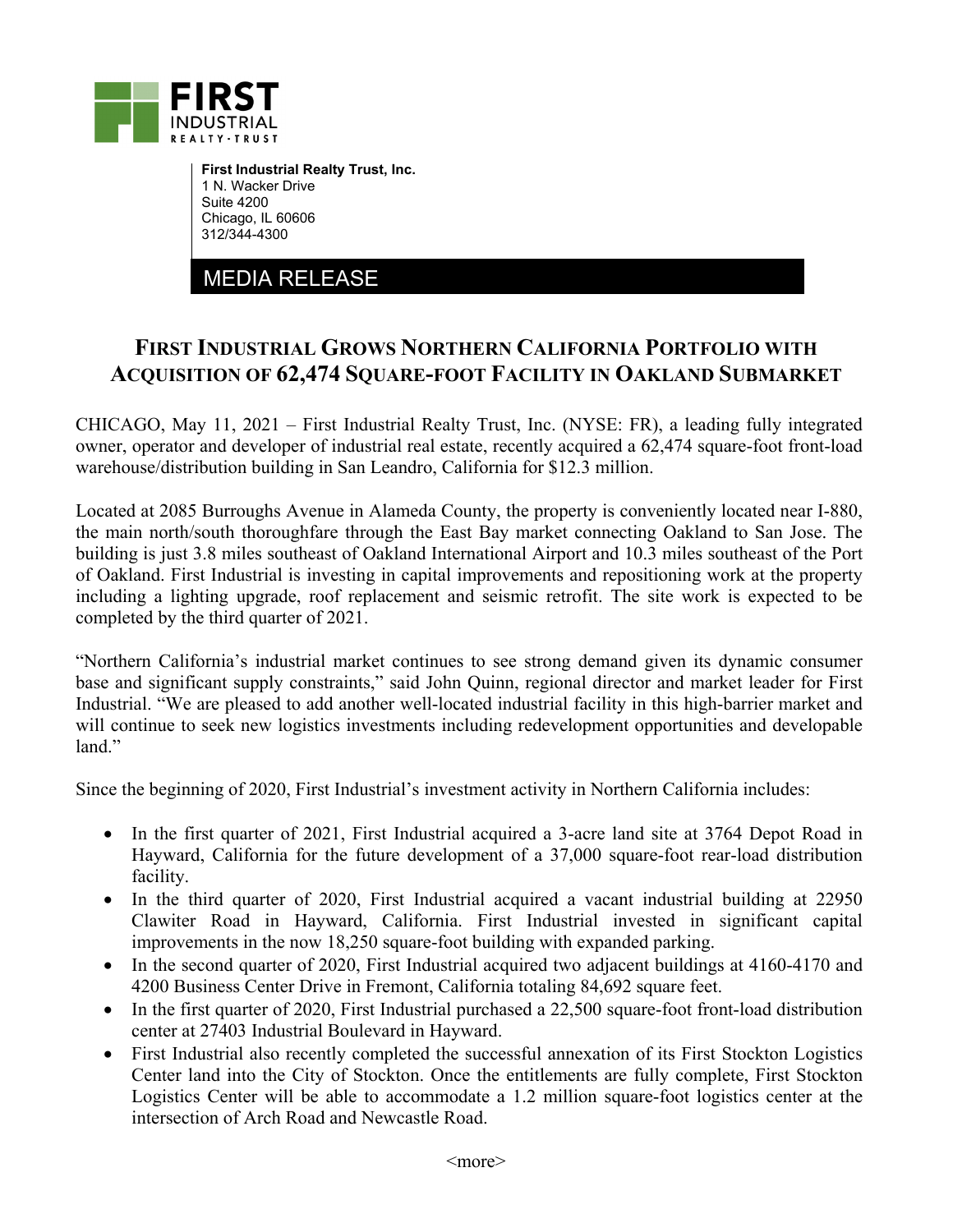**First Industrial Realty Trust, Inc.**
1 N. Wacker Drive
Suite 4200
Chicago, IL 60606
312/344-4300

MEDIA RELEASE

# FIRST INDUSTRIAL GROWS NORTHERN CALIFORNIA PORTFOLIO WITH ACQUISITION OF 62,474 SQUARE-FOOT FACILITY IN OAKLAND SUBMARKET

CHICAGO, May 11, 2021 – First Industrial Realty Trust, Inc. (NYSE: FR), a leading fully integrated owner, operator and developer of industrial real estate, recently acquired a 62,474 square-foot front-load warehouse/distribution building in San Leandro, California for $12.3 million.

Located at 2085 Burroughs Avenue in Alameda County, the property is conveniently located near I-880, the main north/south thoroughfare through the East Bay market connecting Oakland to San Jose. The building is just 3.8 miles southeast of Oakland International Airport and 10.3 miles southeast of the Port of Oakland. First Industrial is investing in capital improvements and repositioning work at the property including a lighting upgrade, roof replacement and seismic retrofit. The site work is expected to be completed by the third quarter of 2021.

"Northern California's industrial market continues to see strong demand given its dynamic consumer base and significant supply constraints," said John Quinn, regional director and market leader for First Industrial. "We are pleased to add another well-located industrial facility in this high-barrier market and will continue to seek new logistics investments including redevelopment opportunities and developable land."

Since the beginning of 2020, First Industrial's investment activity in Northern California includes:

- In the first quarter of 2021, First Industrial acquired a 3-acre land site at 3764 Depot Road in Hayward, California for the future development of a 37,000 square-foot rear-load distribution facility.
- In the third quarter of 2020, First Industrial acquired a vacant industrial building at 22950 Clawiter Road in Hayward, California. First Industrial invested in significant capital improvements in the now 18,250 square-foot building with expanded parking.
- In the second quarter of 2020, First Industrial acquired two adjacent buildings at 4160-4170 and 4200 Business Center Drive in Fremont, California totaling 84,692 square feet.
- In the first quarter of 2020, First Industrial purchased a 22,500 square-foot front-load distribution center at 27403 Industrial Boulevard in Hayward.
- First Industrial also recently completed the successful annexation of its First Stockton Logistics Center land into the City of Stockton. Once the entitlements are fully complete, First Stockton Logistics Center will be able to accommodate a 1.2 million square-foot logistics center at the intersection of Arch Road and Newcastle Road.

<more>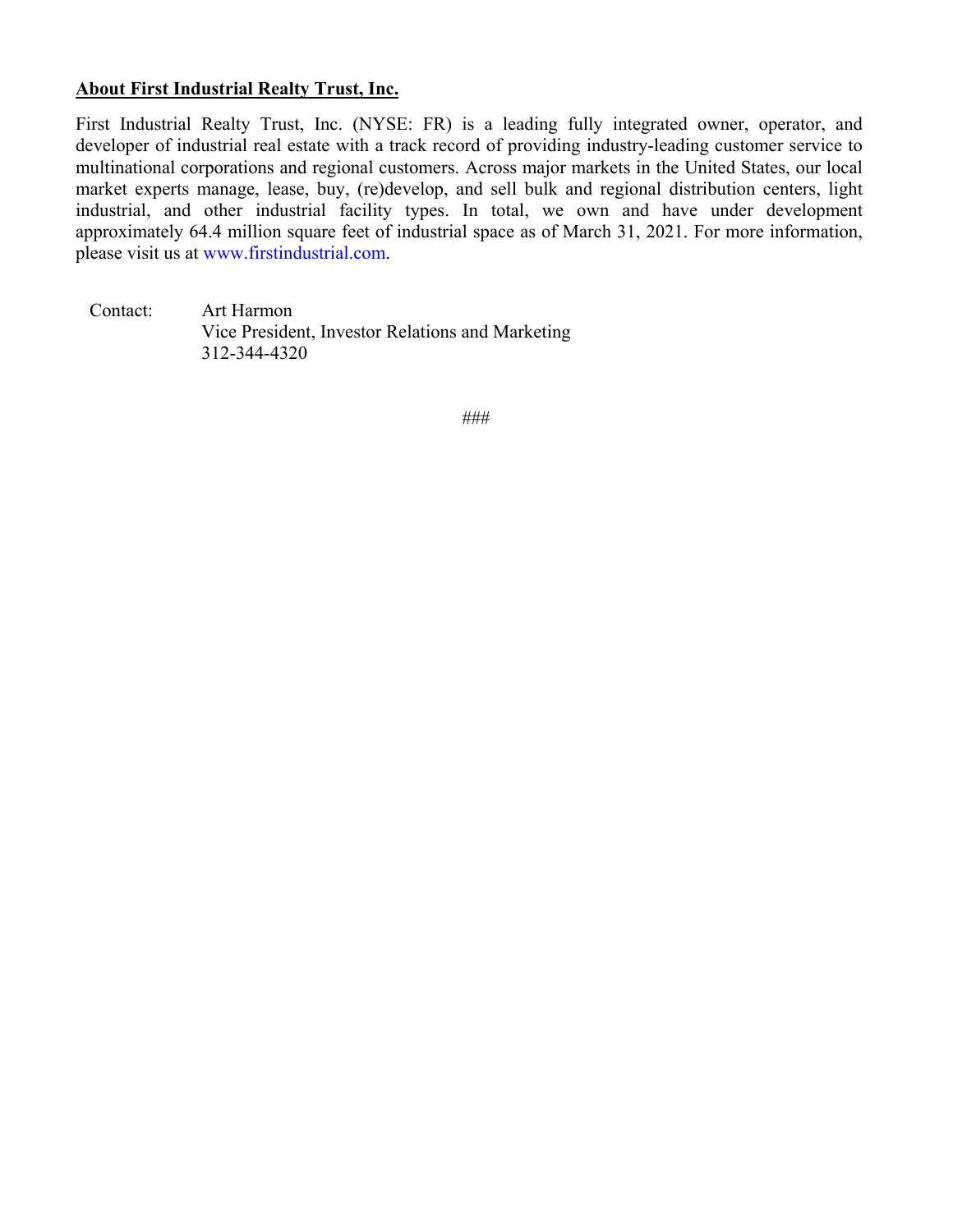**About First Industrial Realty Trust, Inc.**

First Industrial Realty Trust, Inc. (NYSE: FR) is a leading fully integrated owner, operator, and developer of industrial real estate with a track record of providing industry-leading customer service to multinational corporations and regional customers. Across major markets in the United States, our local market experts manage, lease, buy, (re)develop, and sell bulk and regional distribution centers, light industrial, and other industrial facility types. In total, we own and have under development approximately 64.4 million square feet of industrial space as of March 31, 2021. For more information, please visit us at www.firstindustrial.com.

Contact: Art Harmon
Vice President, Investor Relations and Marketing
312-344-4320

###